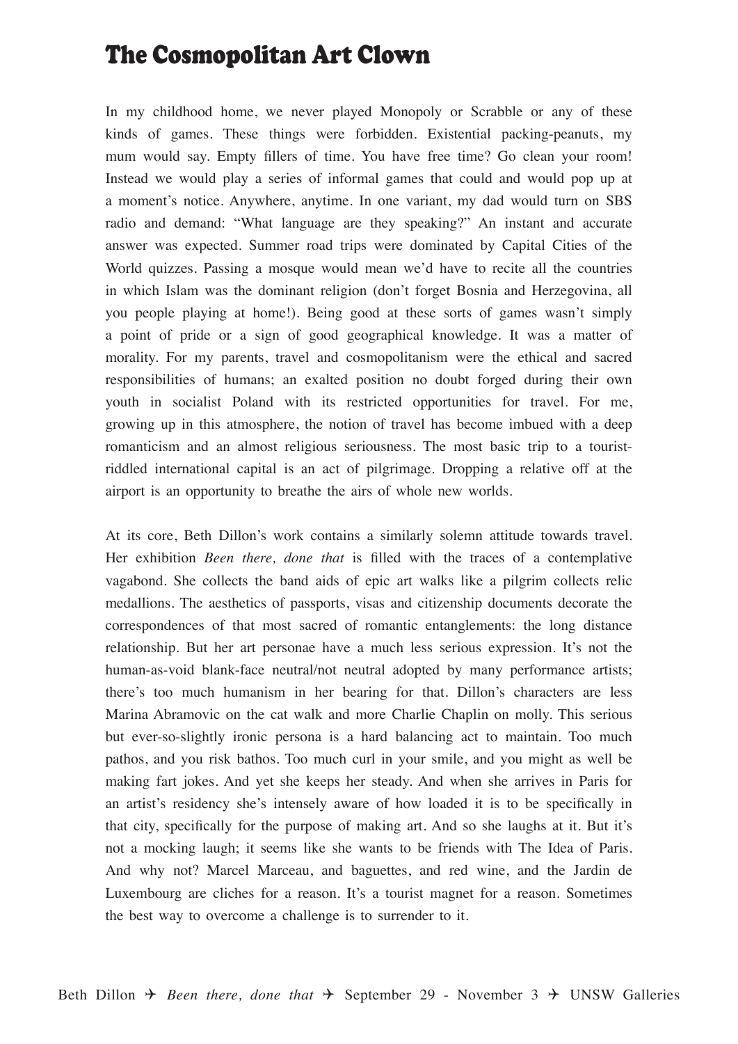# The Cosmopolitan Art Clown

In my childhood home, we never played Monopoly or Scrabble or any of these kinds of games. These things were forbidden. Existential packing-peanuts, my mum would say. Empty fillers of time. You have free time? Go clean your room! Instead we would play a series of informal games that could and would pop up at a moment's notice. Anywhere, anytime. In one variant, my dad would turn on SBS radio and demand: "What language are they speaking?" An instant and accurate answer was expected. Summer road trips were dominated by Capital Cities of the World quizzes. Passing a mosque would mean we'd have to recite all the countries in which Islam was the dominant religion (don't forget Bosnia and Herzegovina, all you people playing at home!). Being good at these sorts of games wasn't simply a point of pride or a sign of good geographical knowledge. It was a matter of morality. For my parents, travel and cosmopolitanism were the ethical and sacred responsibilities of humans; an exalted position no doubt forged during their own youth in socialist Poland with its restricted opportunities for travel. For me, growing up in this atmosphere, the notion of travel has become imbued with a deep romanticism and an almost religious seriousness. The most basic trip to a tourist-riddled international capital is an act of pilgrimage. Dropping a relative off at the airport is an opportunity to breathe the airs of whole new worlds.

At its core, Beth Dillon's work contains a similarly solemn attitude towards travel. Her exhibition *Been there, done that* is filled with the traces of a contemplative vagabond. She collects the band aids of epic art walks like a pilgrim collects relic medallions. The aesthetics of passports, visas and citizenship documents decorate the correspondences of that most sacred of romantic entanglements: the long distance relationship. But her art personae have a much less serious expression. It's not the human-as-void blank-face neutral/not neutral adopted by many performance artists; there's too much humanism in her bearing for that. Dillon's characters are less Marina Abramovic on the cat walk and more Charlie Chaplin on molly. This serious but ever-so-slightly ironic persona is a hard balancing act to maintain. Too much pathos, and you risk bathos. Too much curl in your smile, and you might as well be making fart jokes. And yet she keeps her steady. And when she arrives in Paris for an artist's residency she's intensely aware of how loaded it is to be specifically in that city, specifically for the purpose of making art. And so she laughs at it. But it's not a mocking laugh; it seems like she wants to be friends with The Idea of Paris. And why not? Marcel Marceau, and baguettes, and red wine, and the Jardin de Luxembourg are cliches for a reason. It's a tourist magnet for a reason. Sometimes the best way to overcome a challenge is to surrender to it.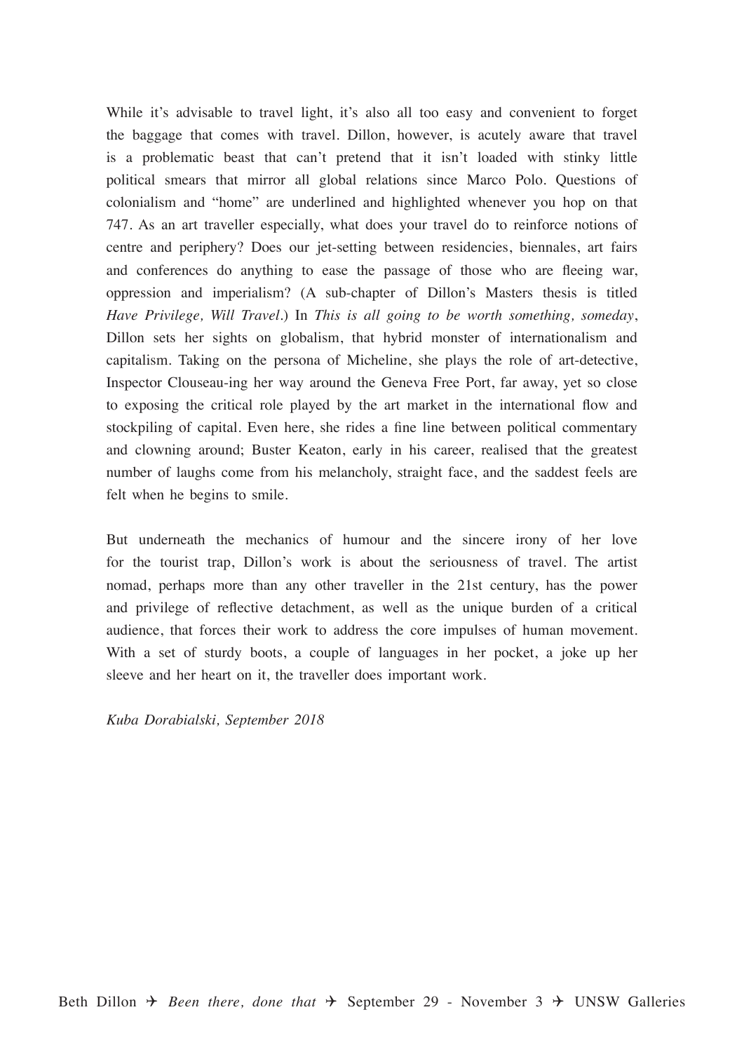While it's advisable to travel light, it's also all too easy and convenient to forget the baggage that comes with travel. Dillon, however, is acutely aware that travel is a problematic beast that can't pretend that it isn't loaded with stinky little political smears that mirror all global relations since Marco Polo. Questions of colonialism and "home" are underlined and highlighted whenever you hop on that 747. As an art traveller especially, what does your travel do to reinforce notions of centre and periphery? Does our jet-setting between residencies, biennales, art fairs and conferences do anything to ease the passage of those who are fleeing war, oppression and imperialism? (A sub-chapter of Dillon's Masters thesis is titled *Have Privilege, Will Travel*.) In *This is all going to be worth something, someday*, Dillon sets her sights on globalism, that hybrid monster of internationalism and capitalism. Taking on the persona of Micheline, she plays the role of art-detective, Inspector Clouseau-ing her way around the Geneva Free Port, far away, yet so close to exposing the critical role played by the art market in the international flow and stockpiling of capital. Even here, she rides a fine line between political commentary and clowning around; Buster Keaton, early in his career, realised that the greatest number of laughs come from his melancholy, straight face, and the saddest feels are felt when he begins to smile.

But underneath the mechanics of humour and the sincere irony of her love for the tourist trap, Dillon's work is about the seriousness of travel. The artist nomad, perhaps more than any other traveller in the 21st century, has the power and privilege of reflective detachment, as well as the unique burden of a critical audience, that forces their work to address the core impulses of human movement. With a set of sturdy boots, a couple of languages in her pocket, a joke up her sleeve and her heart on it, the traveller does important work.

*Kuba Dorabialski, September 2018*